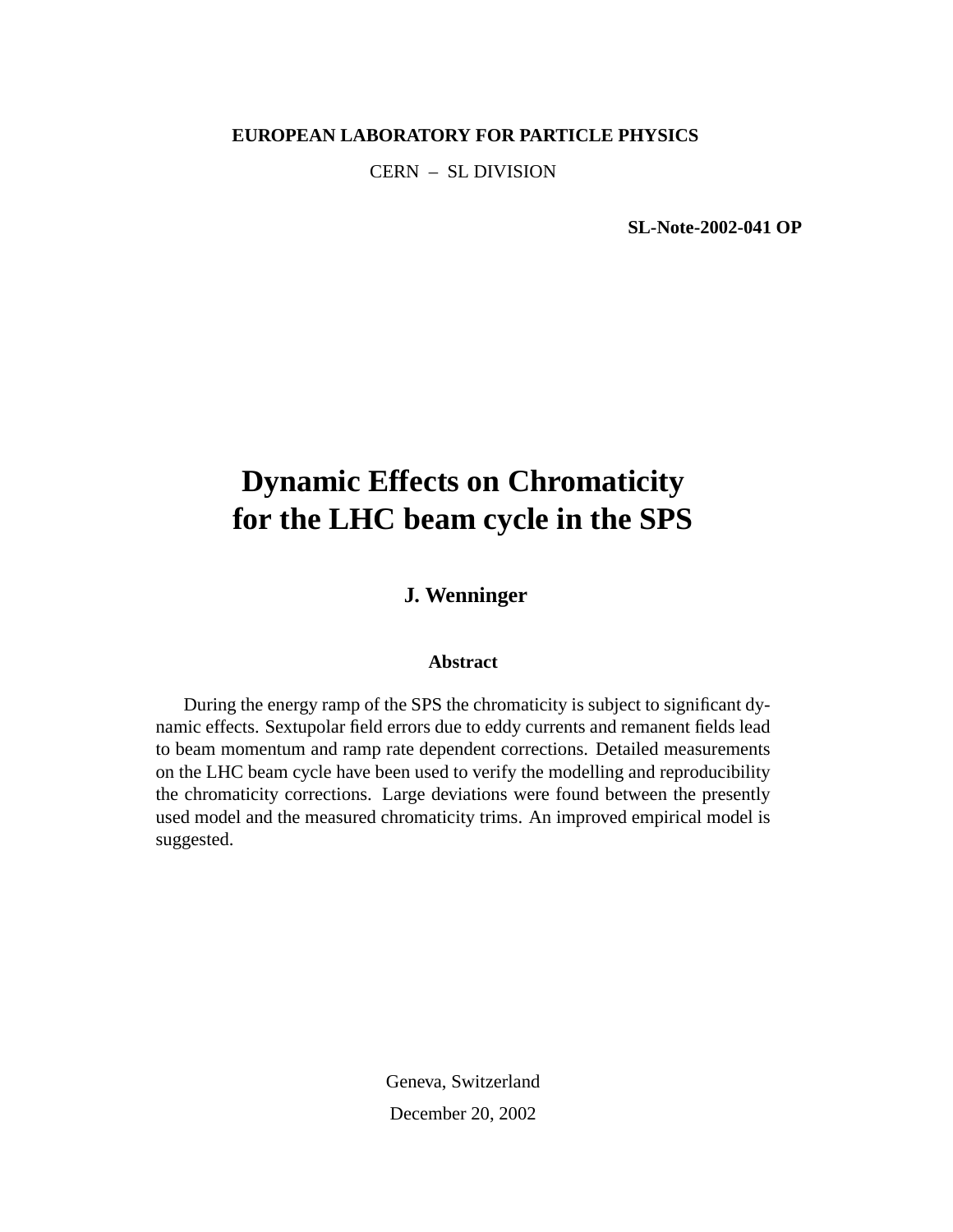**EUROPEAN LABORATORY FOR PARTICLE PHYSICS**

CERN – SL DIVISION

**SL-Note-2002-041 OP**

# Dynamic Effects on Chromaticity for the LHC beam cycle in the SPS

**J. Wenninger**

### Abstract

During the energy ramp of the SPS the chromaticity is subject to significant dynamic effects. Sextupolar field errors due to eddy currents and remanent fields lead to beam momentum and ramp rate dependent corrections. Detailed measurements on the LHC beam cycle have been used to verify the modelling and reproducibility the chromaticity corrections. Large deviations were found between the presently used model and the measured chromaticity trims. An improved empirical model is suggested.

Geneva, Switzerland

December 20, 2002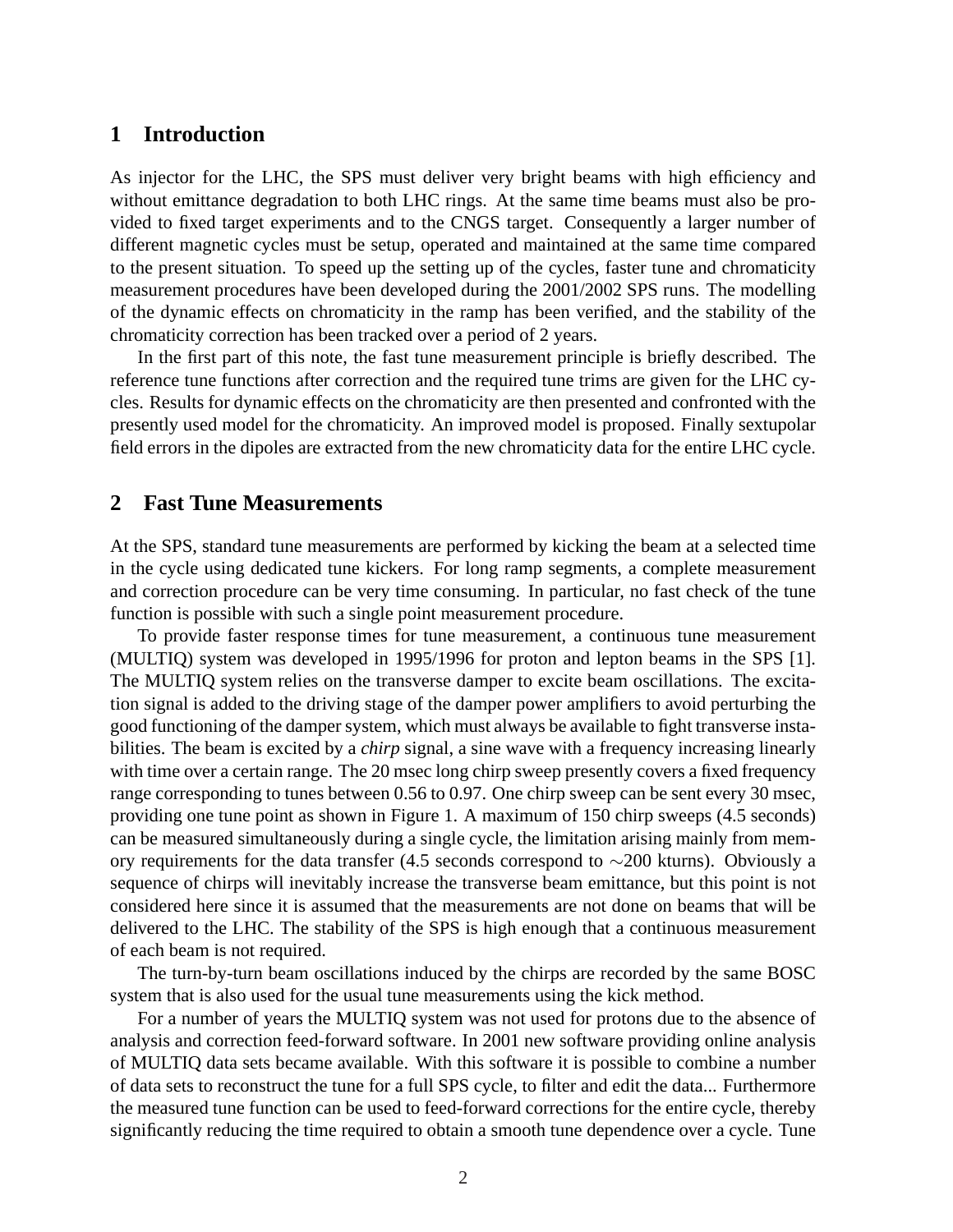## 1 Introduction

As injector for the LHC, the SPS must deliver very bright beams with high efficiency and without emittance degradation to both LHC rings. At the same time beams must also be provided to fixed target experiments and to the CNGS target. Consequently a larger number of different magnetic cycles must be setup, operated and maintained at the same time compared to the present situation. To speed up the setting up of the cycles, faster tune and chromaticity measurement procedures have been developed during the 2001/2002 SPS runs. The modelling of the dynamic effects on chromaticity in the ramp has been verified, and the stability of the chromaticity correction has been tracked over a period of 2 years.

In the first part of this note, the fast tune measurement principle is briefly described. The reference tune functions after correction and the required tune trims are given for the LHC cycles. Results for dynamic effects on the chromaticity are then presented and confronted with the presently used model for the chromaticity. An improved model is proposed. Finally sextupolar field errors in the dipoles are extracted from the new chromaticity data for the entire LHC cycle.

## 2 Fast Tune Measurements

At the SPS, standard tune measurements are performed by kicking the beam at a selected time in the cycle using dedicated tune kickers. For long ramp segments, a complete measurement and correction procedure can be very time consuming. In particular, no fast check of the tune function is possible with such a single point measurement procedure.

To provide faster response times for tune measurement, a continuous tune measurement (MULTIQ) system was developed in 1995/1996 for proton and lepton beams in the SPS [1]. The MULTIQ system relies on the transverse damper to excite beam oscillations. The excitation signal is added to the driving stage of the damper power amplifiers to avoid perturbing the good functioning of the damper system, which must always be available to fight transverse instabilities. The beam is excited by a *chirp* signal, a sine wave with a frequency increasing linearly with time over a certain range. The 20 msec long chirp sweep presently covers a fixed frequency range corresponding to tunes between 0.56 to 0.97. One chirp sweep can be sent every 30 msec, providing one tune point as shown in Figure 1. A maximum of 150 chirp sweeps (4.5 seconds) can be measured simultaneously during a single cycle, the limitation arising mainly from memory requirements for the data transfer (4.5 seconds correspond to $\sim$200 kturns). Obviously a sequence of chirps will inevitably increase the transverse beam emittance, but this point is not considered here since it is assumed that the measurements are not done on beams that will be delivered to the LHC. The stability of the SPS is high enough that a continuous measurement of each beam is not required.

The turn-by-turn beam oscillations induced by the chirps are recorded by the same BOSC system that is also used for the usual tune measurements using the kick method.

For a number of years the MULTIQ system was not used for protons due to the absence of analysis and correction feed-forward software. In 2001 new software providing online analysis of MULTIQ data sets became available. With this software it is possible to combine a number of data sets to reconstruct the tune for a full SPS cycle, to filter and edit the data... Furthermore the measured tune function can be used to feed-forward corrections for the entire cycle, thereby significantly reducing the time required to obtain a smooth tune dependence over a cycle. Tune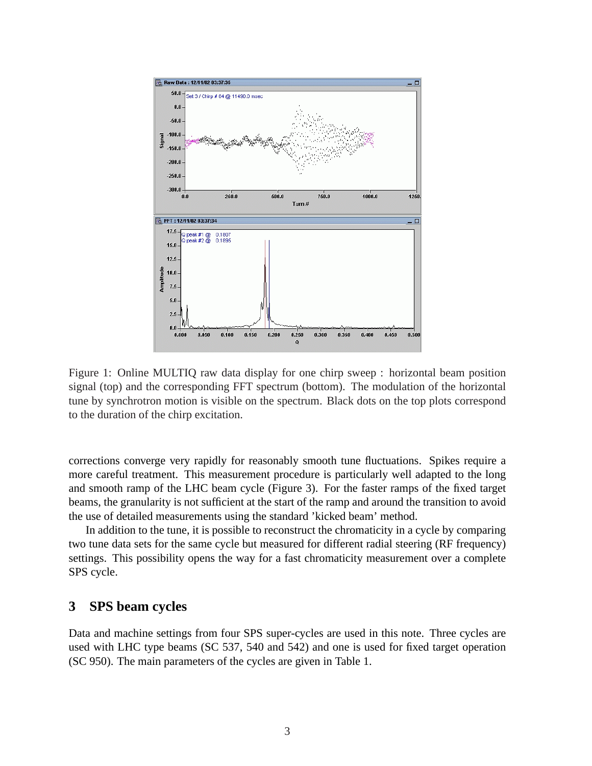Figure 1: Online MULTIQ raw data display for one chirp sweep : horizontal beam position signal (top) and the corresponding FFT spectrum (bottom). The modulation of the horizontal tune by synchrotron motion is visible on the spectrum. Black dots on the top plots correspond to the duration of the chirp excitation.

corrections converge very rapidly for reasonably smooth tune fluctuations. Spikes require a more careful treatment. This measurement procedure is particularly well adapted to the long and smooth ramp of the LHC beam cycle (Figure 3). For the faster ramps of the fixed target beams, the granularity is not sufficient at the start of the ramp and around the transition to avoid the use of detailed measurements using the standard 'kicked beam' method.

In addition to the tune, it is possible to reconstruct the chromaticity in a cycle by comparing two tune data sets for the same cycle but measured for different radial steering (RF frequency) settings. This possibility opens the way for a fast chromaticity measurement over a complete SPS cycle.

## 3 SPS beam cycles

Data and machine settings from four SPS super-cycles are used in this note. Three cycles are used with LHC type beams (SC 537, 540 and 542) and one is used for fixed target operation (SC 950). The main parameters of the cycles are given in Table 1.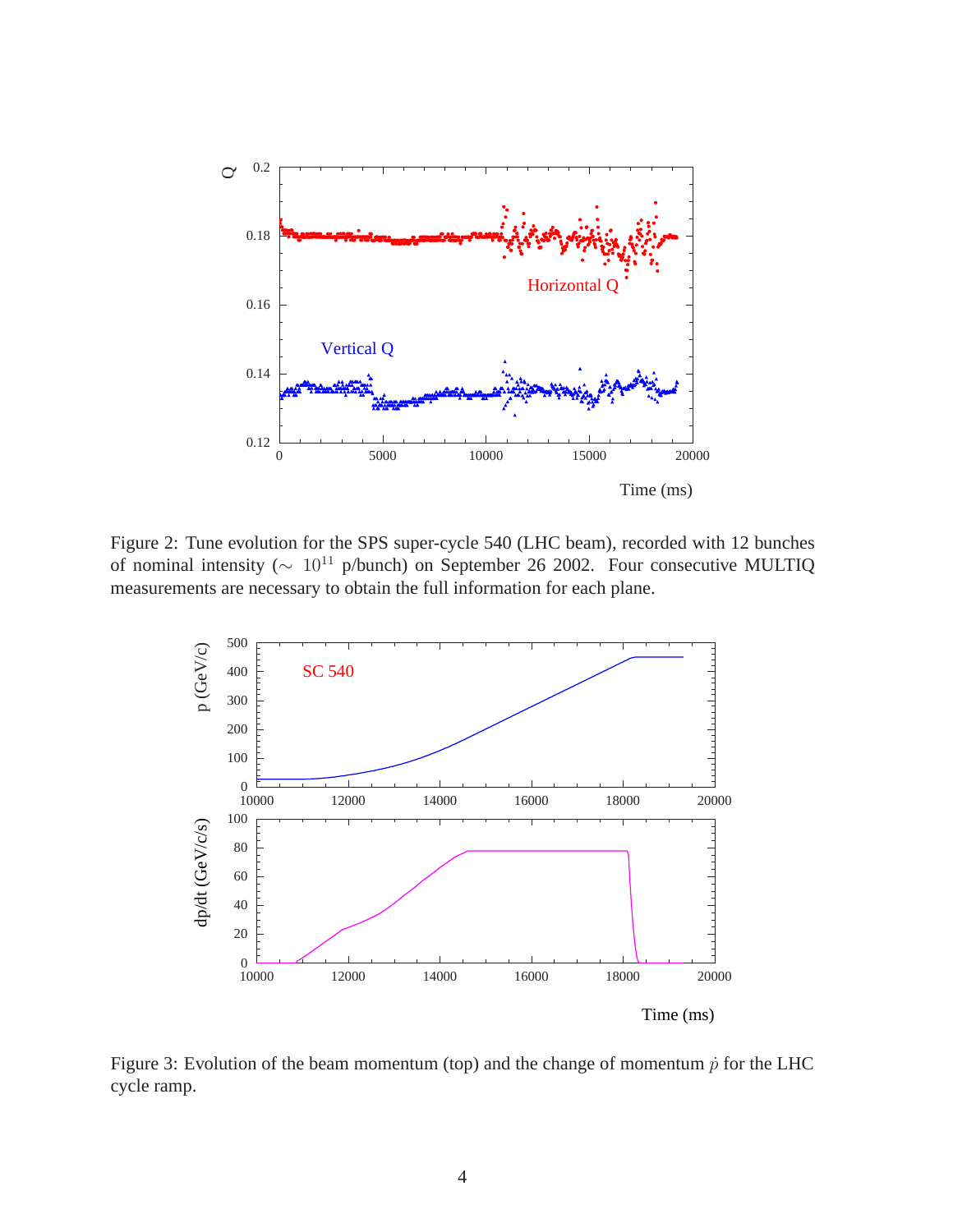Figure 2: Tune evolution for the SPS super-cycle 540 (LHC beam), recorded with 12 bunches of nominal intensity ($\sim 10^{11}$ p/bunch) on September 26 2002. Four consecutive MULTIQ measurements are necessary to obtain the full information for each plane.

Figure 3: Evolution of the beam momentum (top) and the change of momentum $\dot{p}$ for the LHC cycle ramp.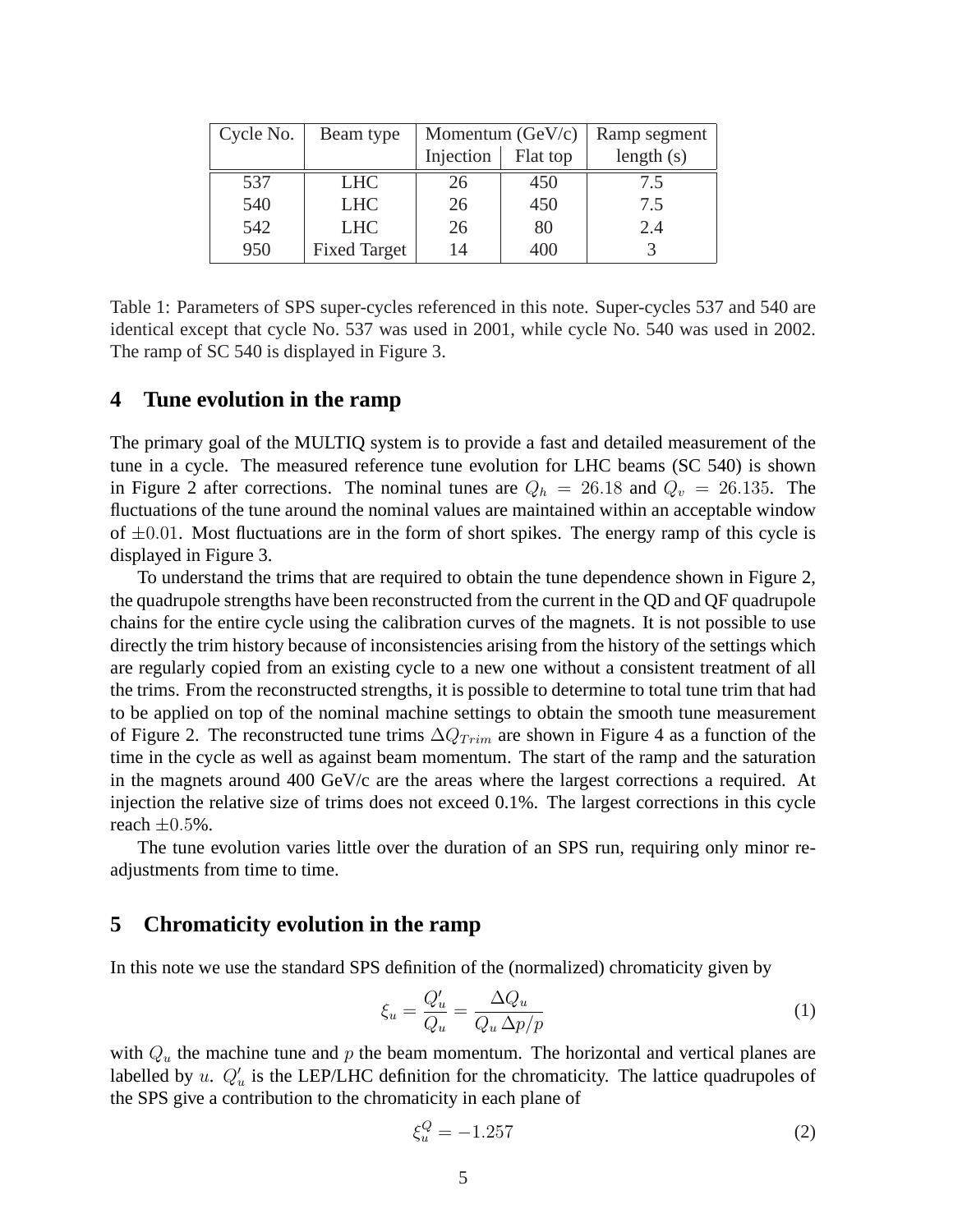| Cycle No. | Beam type | Momentum (GeV/c) | | Ramp segment |
|---|---|---|---|---|
| | | Injection | Flat top | length (s) |
| 537 | LHC | 26 | 450 | 7.5 |
| 540 | LHC | 26 | 450 | 7.5 |
| 542 | LHC | 26 | 80 | 2.4 |
| 950 | Fixed Target | 14 | 400 | 3 |

Table 1: Parameters of SPS super-cycles referenced in this note. Super-cycles 537 and 540 are identical except that cycle No. 537 was used in 2001, while cycle No. 540 was used in 2002. The ramp of SC 540 is displayed in Figure 3.

## 4 Tune evolution in the ramp

The primary goal of the MULTIQ system is to provide a fast and detailed measurement of the tune in a cycle. The measured reference tune evolution for LHC beams (SC 540) is shown in Figure 2 after corrections. The nominal tunes are $Q_h = 26.18$ and $Q_v = 26.135$. The fluctuations of the tune around the nominal values are maintained within an acceptable window of $\pm 0.01$. Most fluctuations are in the form of short spikes. The energy ramp of this cycle is displayed in Figure 3.

To understand the trims that are required to obtain the tune dependence shown in Figure 2, the quadrupole strengths have been reconstructed from the current in the QD and QF quadrupole chains for the entire cycle using the calibration curves of the magnets. It is not possible to use directly the trim history because of inconsistencies arising from the history of the settings which are regularly copied from an existing cycle to a new one without a consistent treatment of all the trims. From the reconstructed strengths, it is possible to determine to total tune trim that had to be applied on top of the nominal machine settings to obtain the smooth tune measurement of Figure 2. The reconstructed tune trims $\Delta Q_{Trim}$ are shown in Figure 4 as a function of the time in the cycle as well as against beam momentum. The start of the ramp and the saturation in the magnets around 400 GeV/c are the areas where the largest corrections a required. At injection the relative size of trims does not exceed 0.1%. The largest corrections in this cycle reach $\pm 0.5$%.

The tune evolution varies little over the duration of an SPS run, requiring only minor re-adjustments from time to time.

## 5 Chromaticity evolution in the ramp

In this note we use the standard SPS definition of the (normalized) chromaticity given by

$$\xi_u = \frac{Q'_u}{Q_u} = \frac{\Delta Q_u}{Q_u \, \Delta p/p} \tag{1}$$

with $Q_u$ the machine tune and $p$ the beam momentum. The horizontal and vertical planes are labelled by $u$. $Q'_u$ is the LEP/LHC definition for the chromaticity. The lattice quadrupoles of the SPS give a contribution to the chromaticity in each plane of

$$\xi_u^Q = -1.257 \tag{2}$$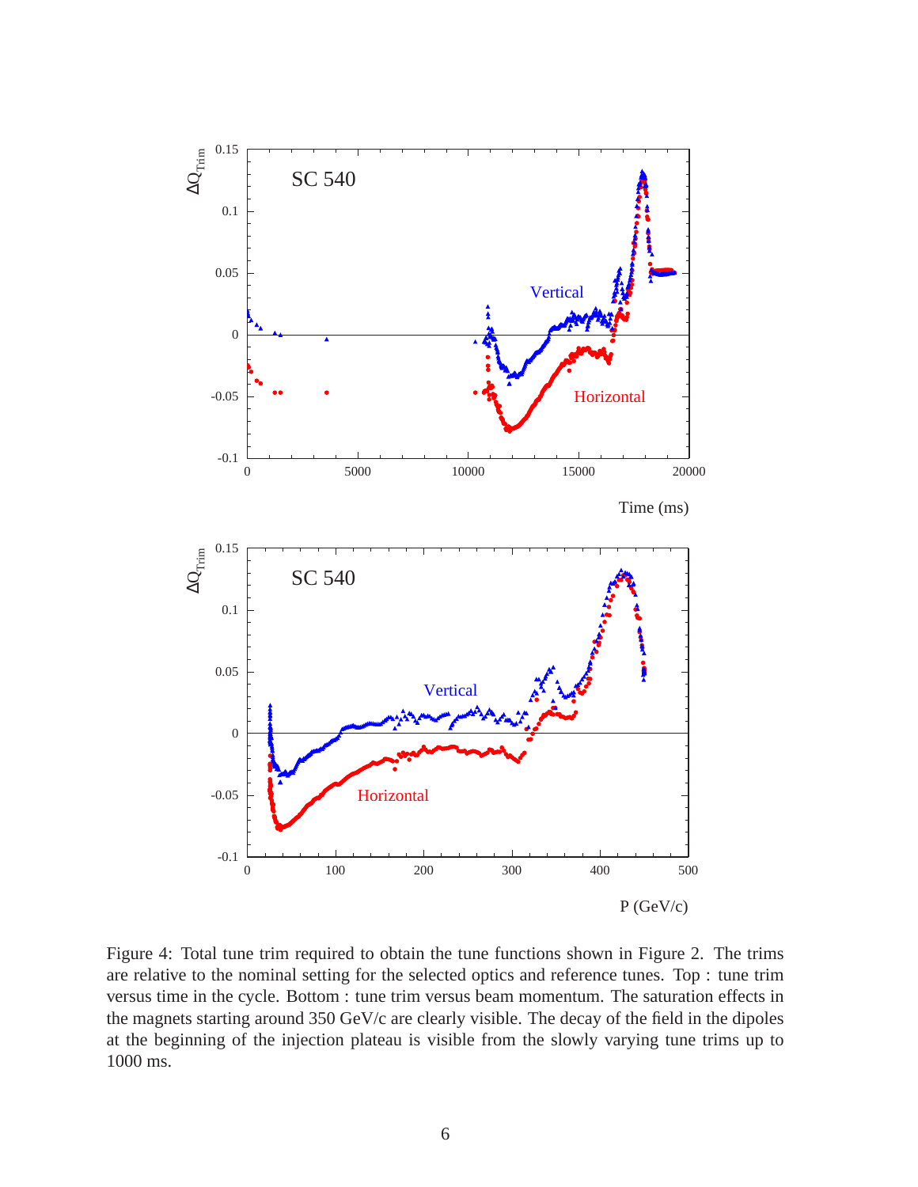Figure 4: Total tune trim required to obtain the tune functions shown in Figure 2. The trims are relative to the nominal setting for the selected optics and reference tunes. Top : tune trim versus time in the cycle. Bottom : tune trim versus beam momentum. The saturation effects in the magnets starting around 350 GeV/c are clearly visible. The decay of the field in the dipoles at the beginning of the injection plateau is visible from the slowly varying tune trims up to 1000 ms.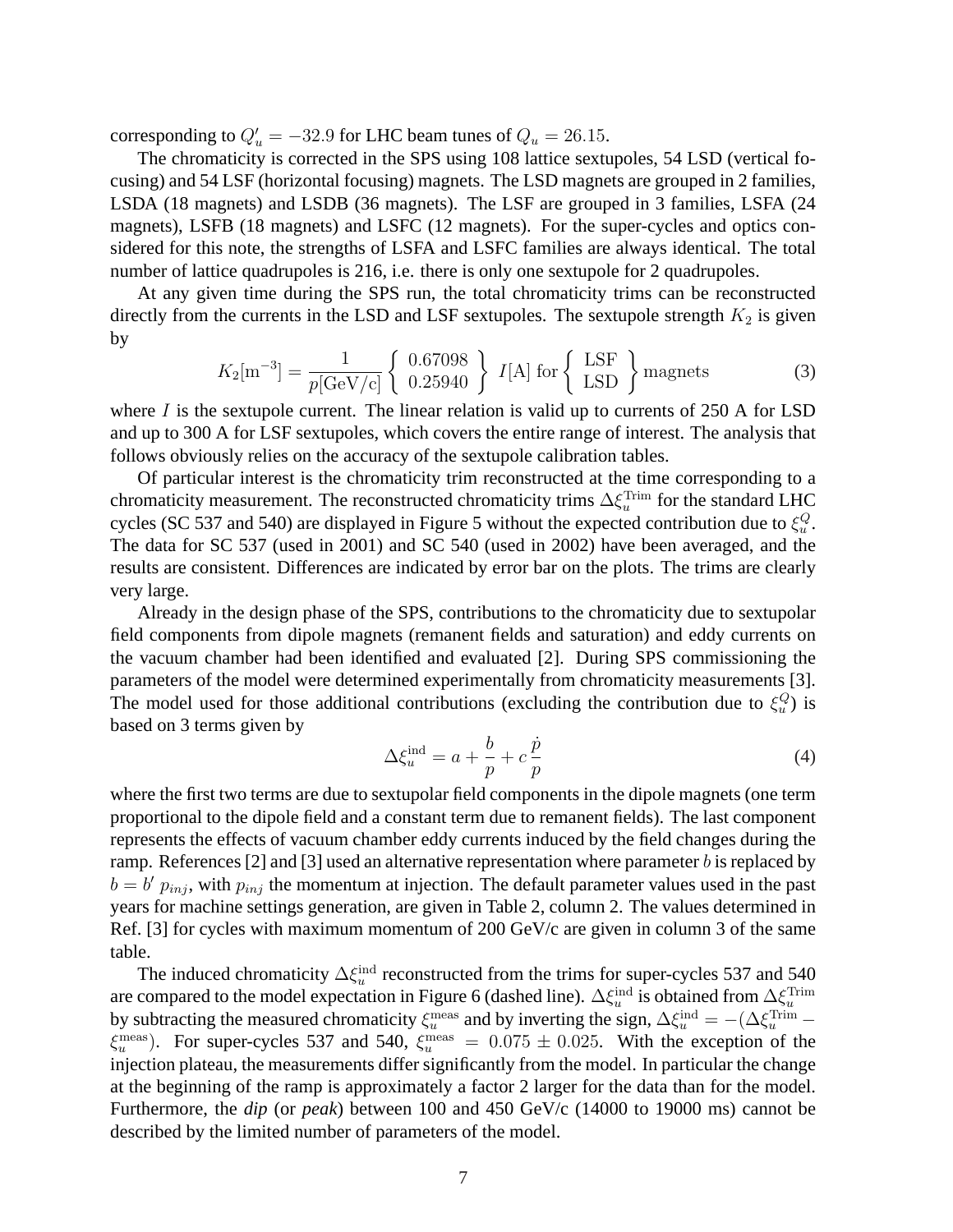corresponding to $Q'_u = -32.9$ for LHC beam tunes of $Q_u = 26.15$.

The chromaticity is corrected in the SPS using 108 lattice sextupoles, 54 LSD (vertical focusing) and 54 LSF (horizontal focusing) magnets. The LSD magnets are grouped in 2 families, LSDA (18 magnets) and LSDB (36 magnets). The LSF are grouped in 3 families, LSFA (24 magnets), LSFB (18 magnets) and LSFC (12 magnets). For the super-cycles and optics considered for this note, the strengths of LSFA and LSFC families are always identical. The total number of lattice quadrupoles is 216, i.e. there is only one sextupole for 2 quadrupoles.

At any given time during the SPS run, the total chromaticity trims can be reconstructed directly from the currents in the LSD and LSF sextupoles. The sextupole strength $K_2$ is given by

$$K_2[\mathrm{m}^{-3}] = \frac{1}{p[\mathrm{GeV/c}]} \left\{ \begin{array}{c} 0.67098 \\ 0.25940 \end{array} \right\} I[\mathrm{A}] \text{ for} \left\{ \begin{array}{c} \text{LSF} \\ \text{LSD} \end{array} \right\} \text{magnets} \tag{3}$$

where $I$ is the sextupole current. The linear relation is valid up to currents of 250 A for LSD and up to 300 A for LSF sextupoles, which covers the entire range of interest. The analysis that follows obviously relies on the accuracy of the sextupole calibration tables.

Of particular interest is the chromaticity trim reconstructed at the time corresponding to a chromaticity measurement. The reconstructed chromaticity trims $\Delta\xi_u^{\mathrm{Trim}}$ for the standard LHC cycles (SC 537 and 540) are displayed in Figure 5 without the expected contribution due to $\xi_u^Q$. The data for SC 537 (used in 2001) and SC 540 (used in 2002) have been averaged, and the results are consistent. Differences are indicated by error bar on the plots. The trims are clearly very large.

Already in the design phase of the SPS, contributions to the chromaticity due to sextupolar field components from dipole magnets (remanent fields and saturation) and eddy currents on the vacuum chamber had been identified and evaluated [2]. During SPS commissioning the parameters of the model were determined experimentally from chromaticity measurements [3]. The model used for those additional contributions (excluding the contribution due to $\xi_u^Q$) is based on 3 terms given by

$$\Delta\xi_u^{\mathrm{ind}} = a + \frac{b}{p} + c\,\frac{\dot{p}}{p} \tag{4}$$

where the first two terms are due to sextupolar field components in the dipole magnets (one term proportional to the dipole field and a constant term due to remanent fields). The last component represents the effects of vacuum chamber eddy currents induced by the field changes during the ramp. References [2] and [3] used an alternative representation where parameter $b$ is replaced by $b = b'\, p_{inj}$, with $p_{inj}$ the momentum at injection. The default parameter values used in the past years for machine settings generation, are given in Table 2, column 2. The values determined in Ref. [3] for cycles with maximum momentum of 200 GeV/c are given in column 3 of the same table.

The induced chromaticity $\Delta\xi_u^{\mathrm{ind}}$ reconstructed from the trims for super-cycles 537 and 540 are compared to the model expectation in Figure 6 (dashed line). $\Delta\xi_u^{\mathrm{ind}}$ is obtained from $\Delta\xi_u^{\mathrm{Trim}}$ by subtracting the measured chromaticity $\xi_u^{\mathrm{meas}}$ and by inverting the sign, $\Delta\xi_u^{\mathrm{ind}} = -(\Delta\xi_u^{\mathrm{Trim}} - \xi_u^{\mathrm{meas}})$. For super-cycles 537 and 540, $\xi_u^{\mathrm{meas}} = 0.075 \pm 0.025$. With the exception of the injection plateau, the measurements differ significantly from the model. In particular the change at the beginning of the ramp is approximately a factor 2 larger for the data than for the model. Furthermore, the *dip* (or *peak*) between 100 and 450 GeV/c (14000 to 19000 ms) cannot be described by the limited number of parameters of the model.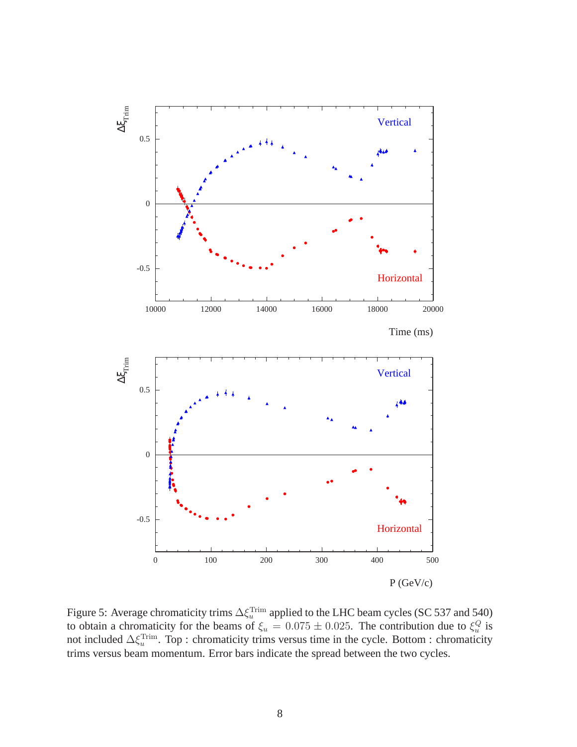Figure 5: Average chromaticity trims $\Delta\xi_u^{\rm Trim}$ applied to the LHC beam cycles (SC 537 and 540) to obtain a chromaticity for the beams of $\xi_u = 0.075 \pm 0.025$. The contribution due to $\xi_u^Q$ is not included $\Delta\xi_u^{\rm Trim}$. Top : chromaticity trims versus time in the cycle. Bottom : chromaticity trims versus beam momentum. Error bars indicate the spread between the two cycles.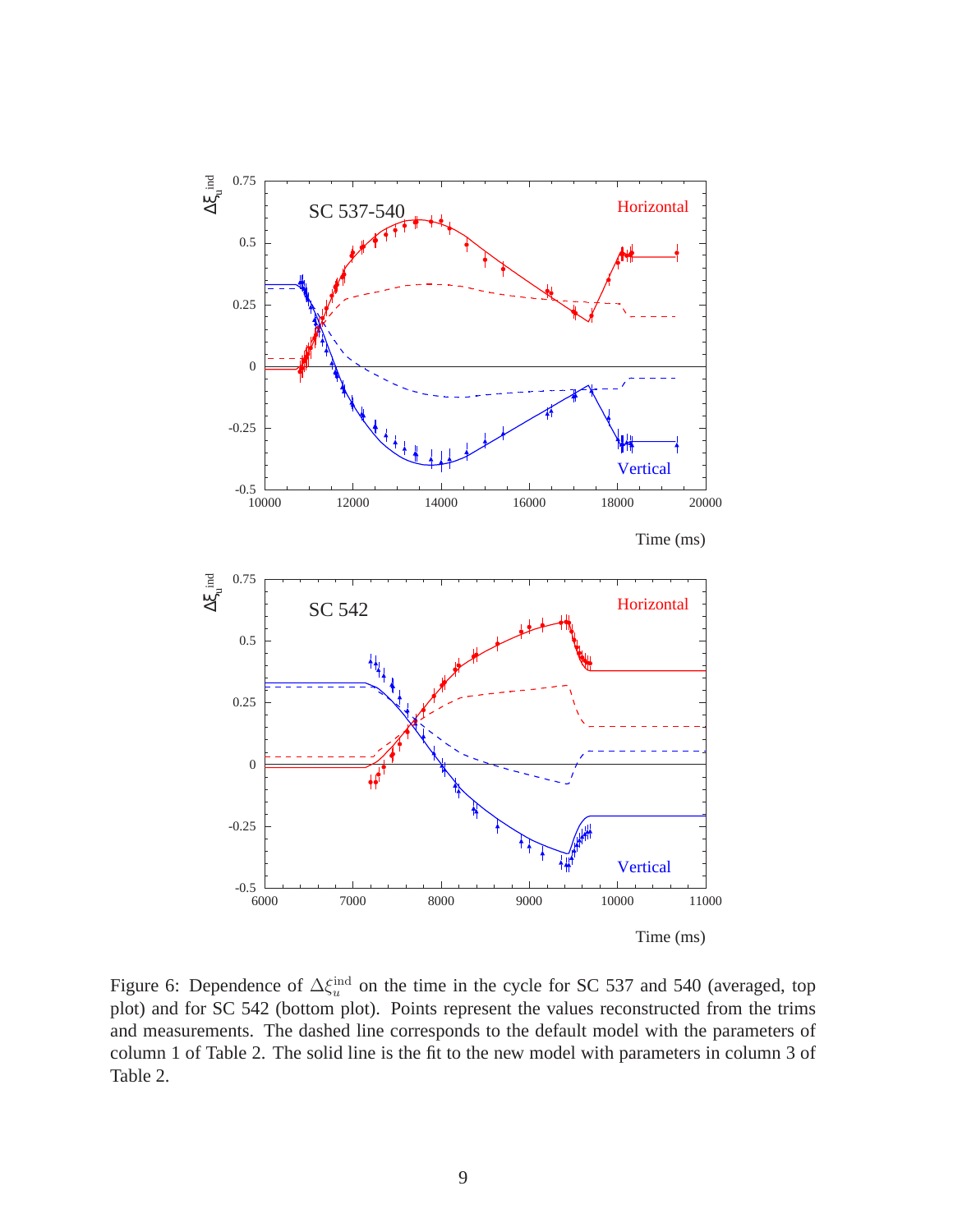Figure 6: Dependence of $\Delta\xi_u^{\rm ind}$ on the time in the cycle for SC 537 and 540 (averaged, top plot) and for SC 542 (bottom plot). Points represent the values reconstructed from the trims and measurements. The dashed line corresponds to the default model with the parameters of column 1 of Table 2. The solid line is the fit to the new model with parameters in column 3 of Table 2.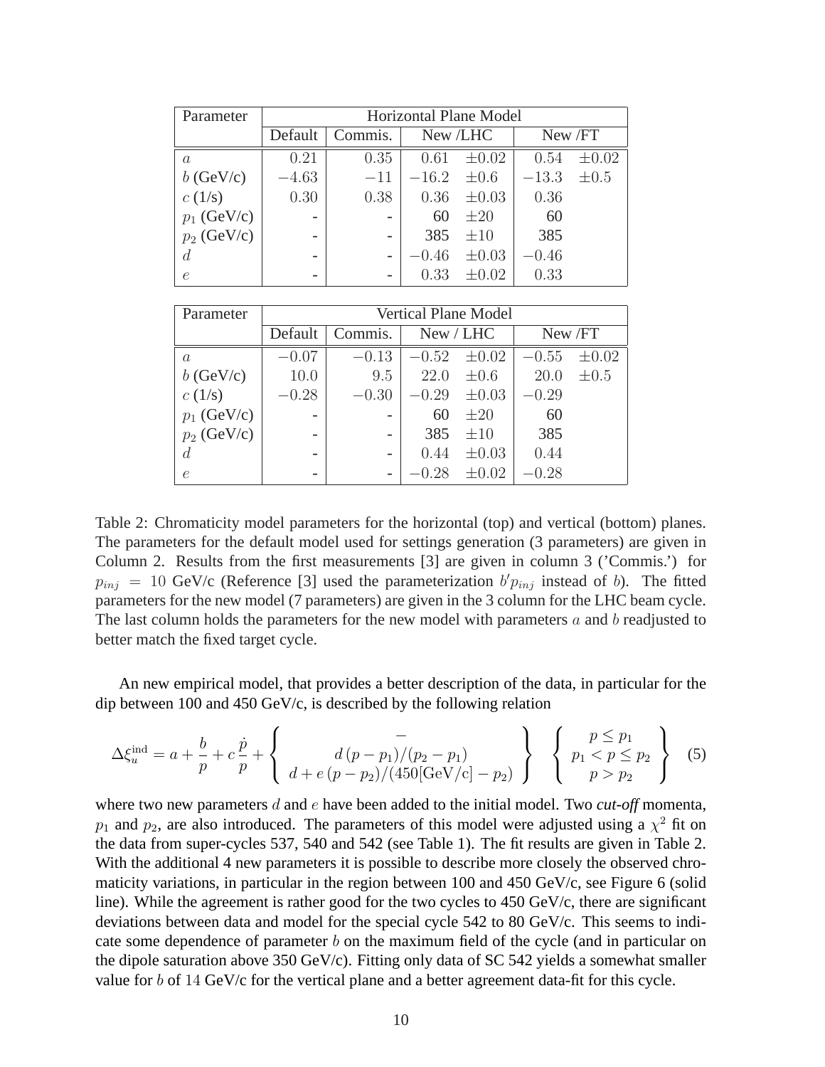| Parameter | Horizontal Plane Model | | | | | |
|---|---|---|---|---|---|---|
| | Default | Commis. | New /LHC | | New /FT | |
| $a$ | $0.21$ | $0.35$ | $0.61$ | $\pm 0.02$ | $0.54$ | $\pm 0.02$ |
| $b$ (GeV/c) | $-4.63$ | $-11$ | $-16.2$ | $\pm 0.6$ | $-13.3$ | $\pm 0.5$ |
| $c$ (1/s) | $0.30$ | $0.38$ | $0.36$ | $\pm 0.03$ | $0.36$ | |
| $p_1$ (GeV/c) | - | - | 60 | $\pm 20$ | 60 | |
| $p_2$ (GeV/c) | - | - | 385 | $\pm 10$ | 385 | |
| $d$ | - | - | $-0.46$ | $\pm 0.03$ | $-0.46$ | |
| $e$ | - | - | $0.33$ | $\pm 0.02$ | $0.33$ | |

| Parameter | Vertical Plane Model | | | | | |
|---|---|---|---|---|---|---|
| | Default | Commis. | New / LHC | | New /FT | |
| $a$ | $-0.07$ | $-0.13$ | $-0.52$ | $\pm 0.02$ | $-0.55$ | $\pm 0.02$ |
| $b$ (GeV/c) | $10.0$ | $9.5$ | $22.0$ | $\pm 0.6$ | $20.0$ | $\pm 0.5$ |
| $c$ (1/s) | $-0.28$ | $-0.30$ | $-0.29$ | $\pm 0.03$ | $-0.29$ | |
| $p_1$ (GeV/c) | - | - | 60 | $\pm 20$ | 60 | |
| $p_2$ (GeV/c) | - | - | 385 | $\pm 10$ | 385 | |
| $d$ | - | - | $0.44$ | $\pm 0.03$ | $0.44$ | |
| $e$ | - | - | $-0.28$ | $\pm 0.02$ | $-0.28$ | |

Table 2: Chromaticity model parameters for the horizontal (top) and vertical (bottom) planes. The parameters for the default model used for settings generation (3 parameters) are given in Column 2. Results from the first measurements [3] are given in column 3 ('Commis.') for $p_{inj} = 10$ GeV/c (Reference [3] used the parameterization $b' p_{inj}$ instead of $b$). The fitted parameters for the new model (7 parameters) are given in the 3 column for the LHC beam cycle. The last column holds the parameters for the new model with parameters $a$ and $b$ readjusted to better match the fixed target cycle.

An new empirical model, that provides a better description of the data, in particular for the dip between 100 and 450 GeV/c, is described by the following relation

$$\Delta\xi_u^{\rm ind} = a + \frac{b}{p} + c\,\frac{\dot{p}}{p} + \left\{ \begin{array}{c} - \\ d\,(p-p_1)/(p_2-p_1) \\ d + e\,(p-p_2)/(450[\mathrm{GeV/c}]-p_2) \end{array} \right\} \quad \left\{ \begin{array}{c} p \le p_1 \\ p_1 < p \le p_2 \\ p > p_2 \end{array} \right\} \quad (5)$$

where two new parameters $d$ and $e$ have been added to the initial model. Two *cut-off* momenta, $p_1$ and $p_2$, are also introduced. The parameters of this model were adjusted using a $\chi^2$ fit on the data from super-cycles 537, 540 and 542 (see Table 1). The fit results are given in Table 2. With the additional 4 new parameters it is possible to describe more closely the observed chromaticity variations, in particular in the region between 100 and 450 GeV/c, see Figure 6 (solid line). While the agreement is rather good for the two cycles to 450 GeV/c, there are significant deviations between data and model for the special cycle 542 to 80 GeV/c. This seems to indicate some dependence of parameter $b$ on the maximum field of the cycle (and in particular on the dipole saturation above 350 GeV/c). Fitting only data of SC 542 yields a somewhat smaller value for $b$ of $14$ GeV/c for the vertical plane and a better agreement data-fit for this cycle.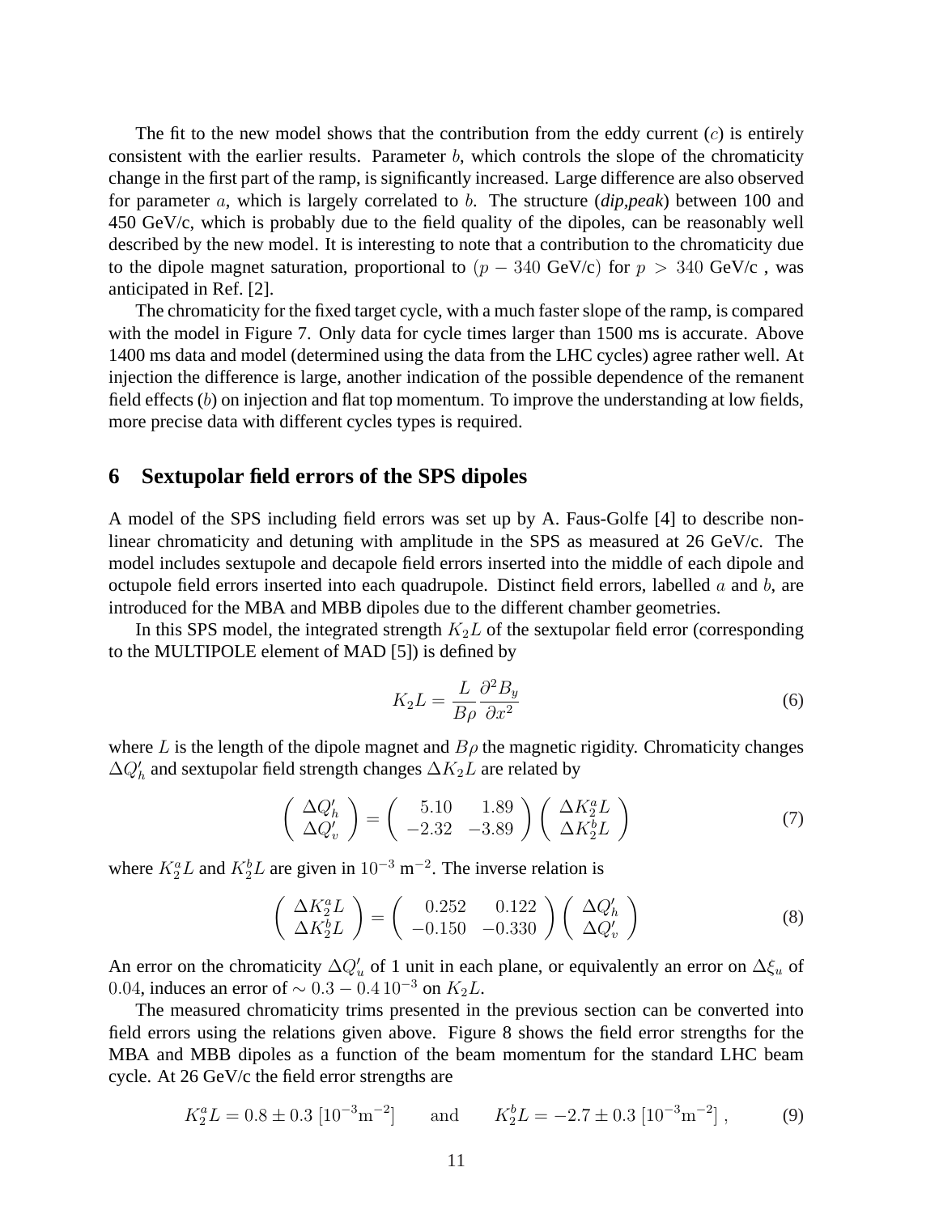The fit to the new model shows that the contribution from the eddy current ($c$) is entirely consistent with the earlier results. Parameter $b$, which controls the slope of the chromaticity change in the first part of the ramp, is significantly increased. Large difference are also observed for parameter $a$, which is largely correlated to $b$. The structure (***dip,peak***) between 100 and 450 GeV/c, which is probably due to the field quality of the dipoles, can be reasonably well described by the new model. It is interesting to note that a contribution to the chromaticity due to the dipole magnet saturation, proportional to $(p - 340$ GeV/c$)$ for $p > 340$ GeV/c , was anticipated in Ref. [2].

The chromaticity for the fixed target cycle, with a much faster slope of the ramp, is compared with the model in Figure 7. Only data for cycle times larger than 1500 ms is accurate. Above 1400 ms data and model (determined using the data from the LHC cycles) agree rather well. At injection the difference is large, another indication of the possible dependence of the remanent field effects ($b$) on injection and flat top momentum. To improve the understanding at low fields, more precise data with different cycles types is required.

## 6 Sextupolar field errors of the SPS dipoles

A model of the SPS including field errors was set up by A. Faus-Golfe [4] to describe non-linear chromaticity and detuning with amplitude in the SPS as measured at 26 GeV/c. The model includes sextupole and decapole field errors inserted into the middle of each dipole and octupole field errors inserted into each quadrupole. Distinct field errors, labelled $a$ and $b$, are introduced for the MBA and MBB dipoles due to the different chamber geometries.

In this SPS model, the integrated strength $K_2L$ of the sextupolar field error (corresponding to the MULTIPOLE element of MAD [5]) is defined by

$$K_2L = \frac{L}{B\rho}\frac{\partial^2 B_y}{\partial x^2} \tag{6}$$

where $L$ is the length of the dipole magnet and $B\rho$ the magnetic rigidity. Chromaticity changes $\Delta Q'_h$ and sextupolar field strength changes $\Delta K_2L$ are related by

$$\begin{pmatrix} \Delta Q'_h \\ \Delta Q'_v \end{pmatrix} = \begin{pmatrix} 5.10 & 1.89 \\ -2.32 & -3.89 \end{pmatrix} \begin{pmatrix} \Delta K_2^a L \\ \Delta K_2^b L \end{pmatrix} \tag{7}$$

where $K_2^aL$ and $K_2^bL$ are given in $10^{-3}$ m$^{-2}$. The inverse relation is

$$\begin{pmatrix} \Delta K_2^a L \\ \Delta K_2^b L \end{pmatrix} = \begin{pmatrix} 0.252 & 0.122 \\ -0.150 & -0.330 \end{pmatrix} \begin{pmatrix} \Delta Q'_h \\ \Delta Q'_v \end{pmatrix} \tag{8}$$

An error on the chromaticity $\Delta Q'_u$ of 1 unit in each plane, or equivalently an error on $\Delta\xi_u$ of $0.04$, induces an error of $\sim 0.3 - 0.4\,10^{-3}$ on $K_2L$.

The measured chromaticity trims presented in the previous section can be converted into field errors using the relations given above. Figure 8 shows the field error strengths for the MBA and MBB dipoles as a function of the beam momentum for the standard LHC beam cycle. At 26 GeV/c the field error strengths are

$$K_2^aL = 0.8 \pm 0.3\;[10^{-3}\mathrm{m}^{-2}] \qquad \text{and} \qquad K_2^bL = -2.7 \pm 0.3\;[10^{-3}\mathrm{m}^{-2}]\,, \tag{9}$$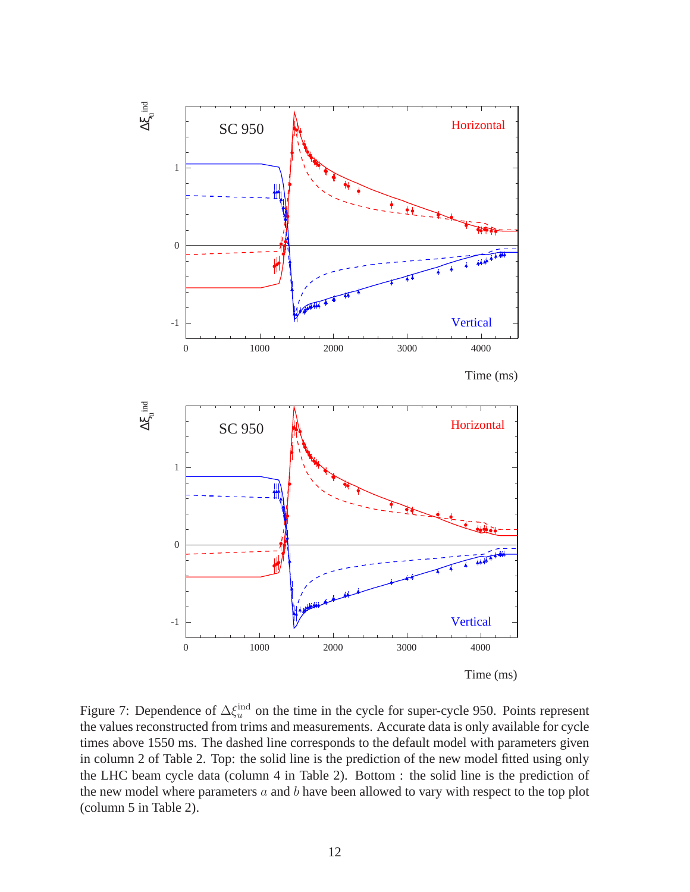Figure 7: Dependence of $\Delta\xi_u^{\mathrm{ind}}$ on the time in the cycle for super-cycle 950. Points represent the values reconstructed from trims and measurements. Accurate data is only available for cycle times above 1550 ms. The dashed line corresponds to the default model with parameters given in column 2 of Table 2. Top: the solid line is the prediction of the new model fitted using only the LHC beam cycle data (column 4 in Table 2). Bottom : the solid line is the prediction of the new model where parameters $a$ and $b$ have been allowed to vary with respect to the top plot (column 5 in Table 2).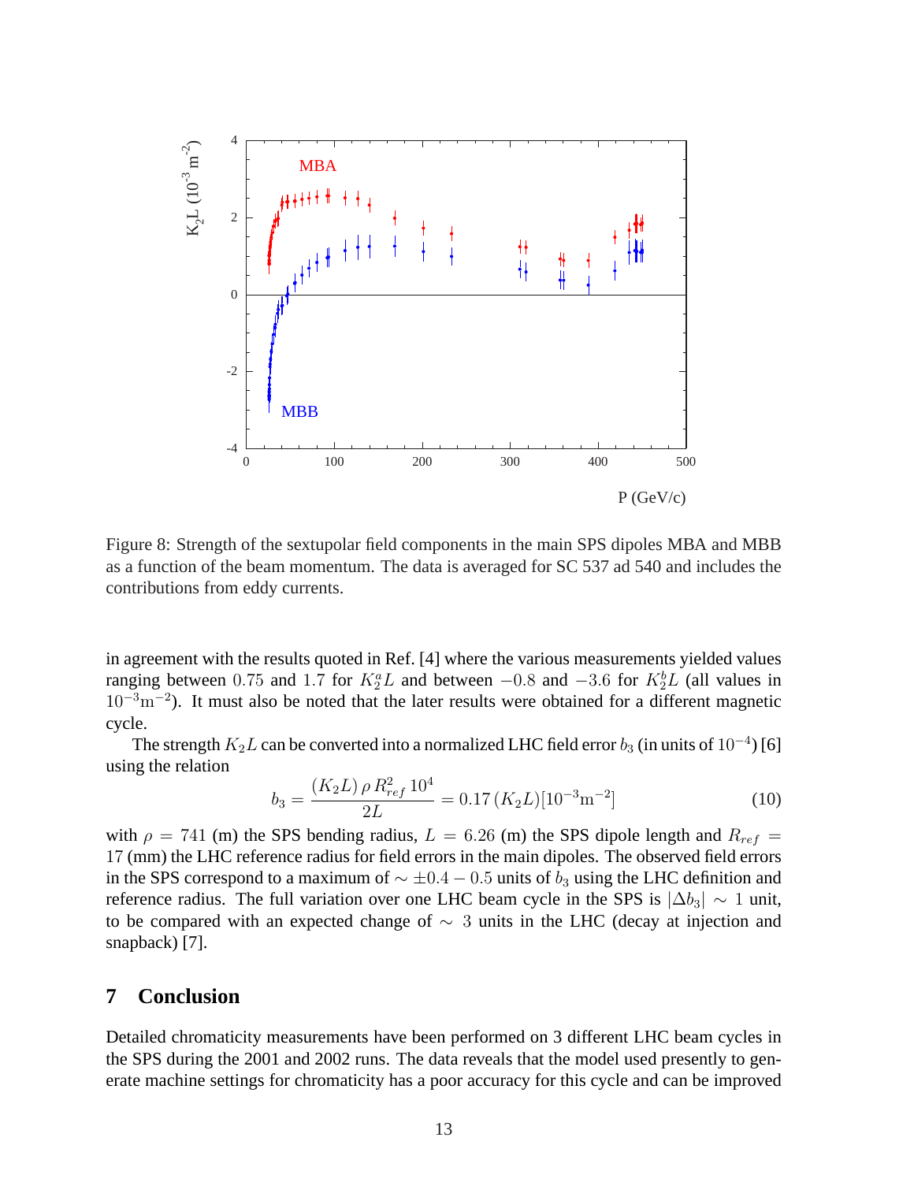Figure 8: Strength of the sextupolar field components in the main SPS dipoles MBA and MBB as a function of the beam momentum. The data is averaged for SC 537 ad 540 and includes the contributions from eddy currents.

in agreement with the results quoted in Ref. [4] where the various measurements yielded values ranging between $0.75$ and $1.7$ for $K_2^a L$ and between $-0.8$ and $-3.6$ for $K_2^b L$ (all values in $10^{-3}\mathrm{m}^{-2}$). It must also be noted that the later results were obtained for a different magnetic cycle.

The strength $K_2 L$ can be converted into a normalized LHC field error $b_3$ (in units of $10^{-4}$) [6] using the relation

$$b_3 = \frac{(K_2 L)\, \rho\, R_{ref}^2\, 10^4}{2L} = 0.17\,(K_2 L)[10^{-3}\mathrm{m}^{-2}] \tag{10}$$

with $\rho = 741$ (m) the SPS bending radius, $L = 6.26$ (m) the SPS dipole length and $R_{ref} = 17$ (mm) the LHC reference radius for field errors in the main dipoles. The observed field errors in the SPS correspond to a maximum of $\sim \pm 0.4 - 0.5$ units of $b_3$ using the LHC definition and reference radius. The full variation over one LHC beam cycle in the SPS is $|\Delta b_3| \sim 1$ unit, to be compared with an expected change of $\sim\ 3$ units in the LHC (decay at injection and snapback) [7].

## 7 Conclusion

Detailed chromaticity measurements have been performed on 3 different LHC beam cycles in the SPS during the 2001 and 2002 runs. The data reveals that the model used presently to generate machine settings for chromaticity has a poor accuracy for this cycle and can be improved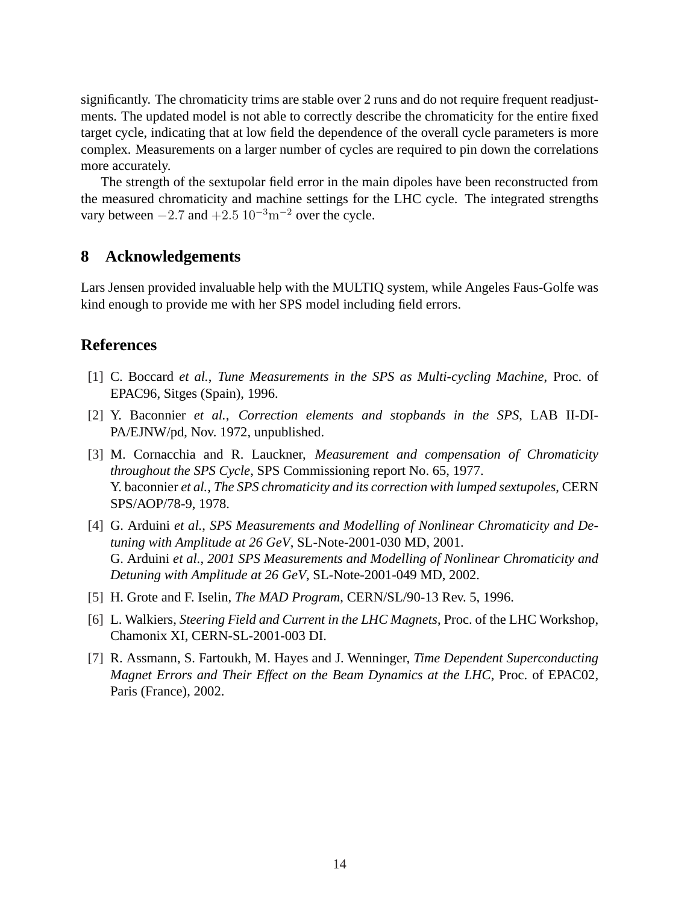significantly. The chromaticity trims are stable over 2 runs and do not require frequent readjustments. The updated model is not able to correctly describe the chromaticity for the entire fixed target cycle, indicating that at low field the dependence of the overall cycle parameters is more complex. Measurements on a larger number of cycles are required to pin down the correlations more accurately.

The strength of the sextupolar field error in the main dipoles have been reconstructed from the measured chromaticity and machine settings for the LHC cycle. The integrated strengths vary between $-2.7$ and $+2.5\ 10^{-3}\mathrm{m}^{-2}$ over the cycle.

## 8 Acknowledgements

Lars Jensen provided invaluable help with the MULTIQ system, while Angeles Faus-Golfe was kind enough to provide me with her SPS model including field errors.

## References

[1] C. Boccard *et al.*, *Tune Measurements in the SPS as Multi-cycling Machine*, Proc. of EPAC96, Sitges (Spain), 1996.

[2] Y. Baconnier *et al.*, *Correction elements and stopbands in the SPS*, LAB II-DI-PA/EJNW/pd, Nov. 1972, unpublished.

[3] M. Cornacchia and R. Lauckner, *Measurement and compensation of Chromaticity throughout the SPS Cycle*, SPS Commissioning report No. 65, 1977.
Y. baconnier *et al.*, *The SPS chromaticity and its correction with lumped sextupoles*, CERN SPS/AOP/78-9, 1978.

[4] G. Arduini *et al.*, *SPS Measurements and Modelling of Nonlinear Chromaticity and Detuning with Amplitude at 26 GeV*, SL-Note-2001-030 MD, 2001.
G. Arduini *et al.*, *2001 SPS Measurements and Modelling of Nonlinear Chromaticity and Detuning with Amplitude at 26 GeV*, SL-Note-2001-049 MD, 2002.

[5] H. Grote and F. Iselin, *The MAD Program*, CERN/SL/90-13 Rev. 5, 1996.

[6] L. Walkiers, *Steering Field and Current in the LHC Magnets*, Proc. of the LHC Workshop, Chamonix XI, CERN-SL-2001-003 DI.

[7] R. Assmann, S. Fartoukh, M. Hayes and J. Wenninger, *Time Dependent Superconducting Magnet Errors and Their Effect on the Beam Dynamics at the LHC*, Proc. of EPAC02, Paris (France), 2002.